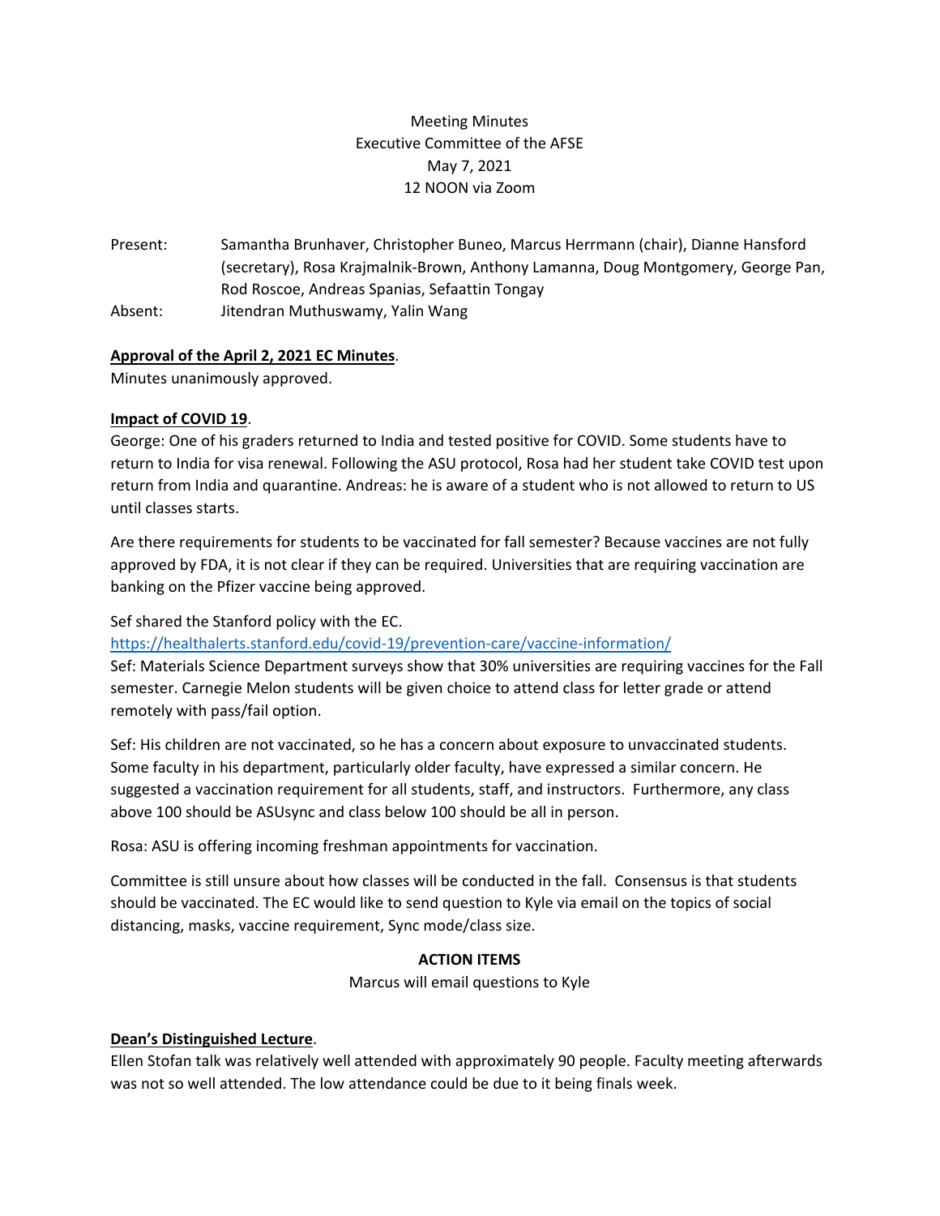Meeting Minutes
Executive Committee of the AFSE
May 7, 2021
12 NOON via Zoom

Present: Samantha Brunhaver, Christopher Buneo, Marcus Herrmann (chair), Dianne Hansford (secretary), Rosa Krajmalnik-Brown, Anthony Lamanna, Doug Montgomery, George Pan, Rod Roscoe, Andreas Spanias, Sefaattin Tongay

Absent: Jitendran Muthuswamy, Yalin Wang

**Approval of the April 2, 2021 EC Minutes**.

Minutes unanimously approved.

**Impact of COVID 19**.

George: One of his graders returned to India and tested positive for COVID. Some students have to return to India for visa renewal. Following the ASU protocol, Rosa had her student take COVID test upon return from India and quarantine. Andreas: he is aware of a student who is not allowed to return to US until classes starts.

Are there requirements for students to be vaccinated for fall semester? Because vaccines are not fully approved by FDA, it is not clear if they can be required. Universities that are requiring vaccination are banking on the Pfizer vaccine being approved.

Sef shared the Stanford policy with the EC.
https://healthalerts.stanford.edu/covid-19/prevention-care/vaccine-information/
Sef: Materials Science Department surveys show that 30% universities are requiring vaccines for the Fall semester. Carnegie Melon students will be given choice to attend class for letter grade or attend remotely with pass/fail option.

Sef: His children are not vaccinated, so he has a concern about exposure to unvaccinated students. Some faculty in his department, particularly older faculty, have expressed a similar concern. He suggested a vaccination requirement for all students, staff, and instructors. Furthermore, any class above 100 should be ASUsync and class below 100 should be all in person.

Rosa: ASU is offering incoming freshman appointments for vaccination.

Committee is still unsure about how classes will be conducted in the fall. Consensus is that students should be vaccinated. The EC would like to send question to Kyle via email on the topics of social distancing, masks, vaccine requirement, Sync mode/class size.

**ACTION ITEMS**

Marcus will email questions to Kyle

**Dean's Distinguished Lecture**.

Ellen Stofan talk was relatively well attended with approximately 90 people. Faculty meeting afterwards was not so well attended. The low attendance could be due to it being finals week.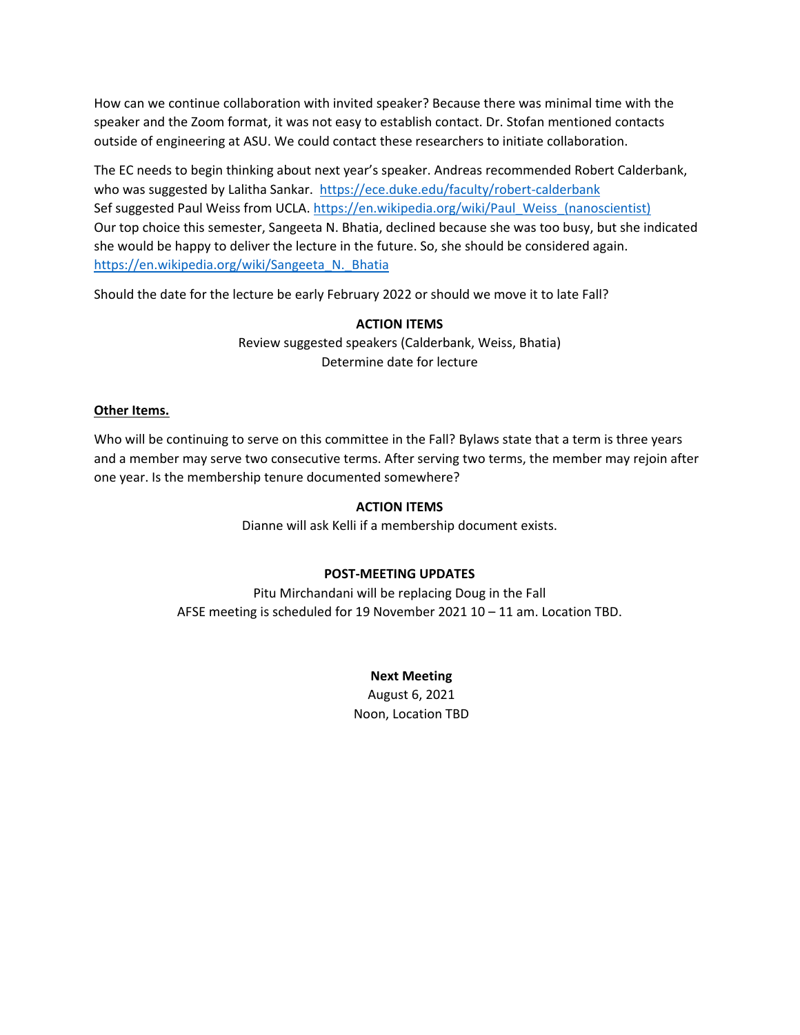How can we continue collaboration with invited speaker? Because there was minimal time with the speaker and the Zoom format, it was not easy to establish contact. Dr. Stofan mentioned contacts outside of engineering at ASU. We could contact these researchers to initiate collaboration.

The EC needs to begin thinking about next year's speaker. Andreas recommended Robert Calderbank, who was suggested by Lalitha Sankar. https://ece.duke.edu/faculty/robert-calderbank
Sef suggested Paul Weiss from UCLA. https://en.wikipedia.org/wiki/Paul_Weiss_(nanoscientist)
Our top choice this semester, Sangeeta N. Bhatia, declined because she was too busy, but she indicated she would be happy to deliver the lecture in the future. So, she should be considered again. https://en.wikipedia.org/wiki/Sangeeta_N._Bhatia

Should the date for the lecture be early February 2022 or should we move it to late Fall?

**ACTION ITEMS**

Review suggested speakers (Calderbank, Weiss, Bhatia)

Determine date for lecture

**<u>Other Items.</u>**

Who will be continuing to serve on this committee in the Fall? Bylaws state that a term is three years and a member may serve two consecutive terms. After serving two terms, the member may rejoin after one year. Is the membership tenure documented somewhere?

**ACTION ITEMS**

Dianne will ask Kelli if a membership document exists.

**POST-MEETING UPDATES**

Pitu Mirchandani will be replacing Doug in the Fall

AFSE meeting is scheduled for 19 November 2021 10 – 11 am. Location TBD.

**Next Meeting**

August 6, 2021

Noon, Location TBD